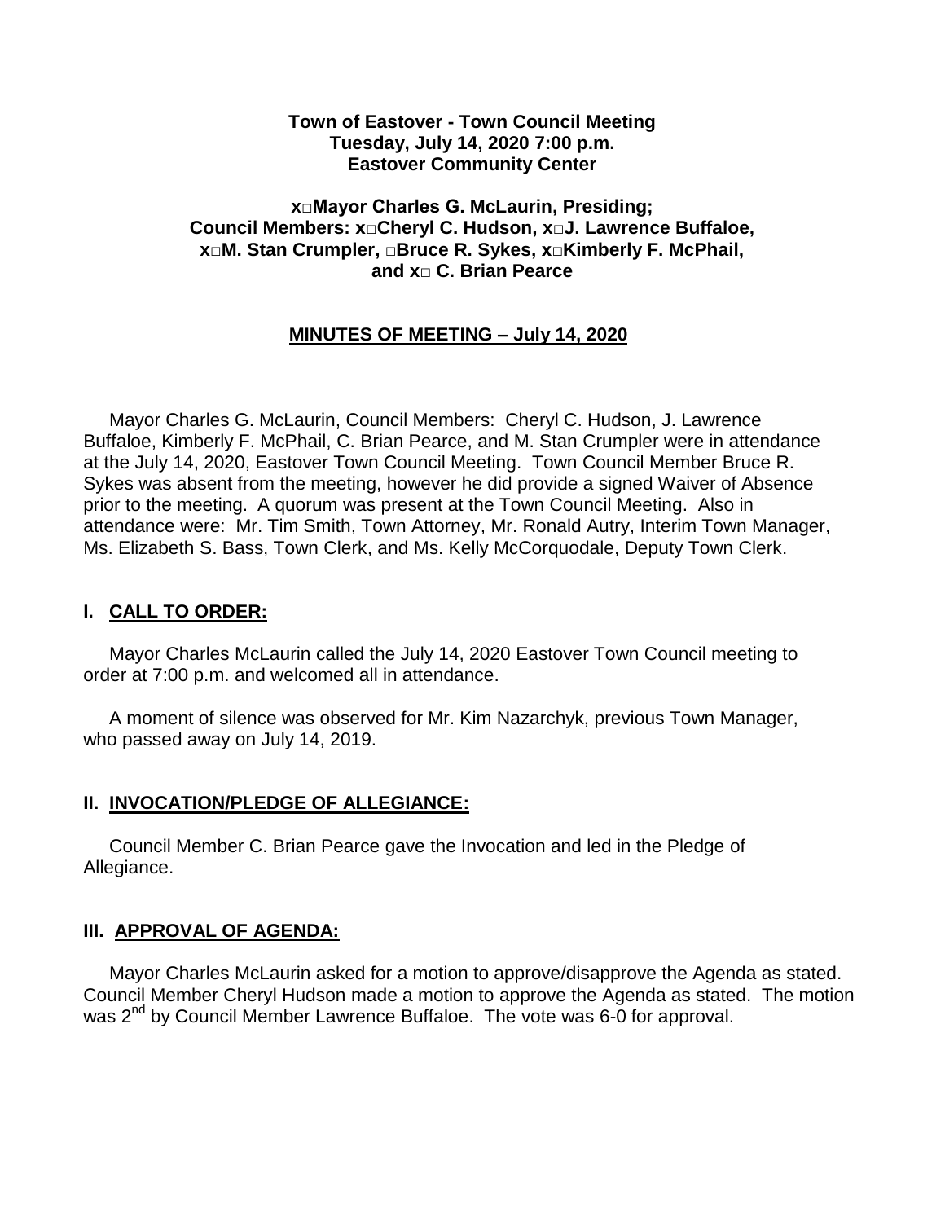**Town of Eastover - Town Council Meeting**
**Tuesday, July 14, 2020 7:00 p.m.**
**Eastover Community Center**

**x□Mayor Charles G. McLaurin, Presiding;**
**Council Members: x□Cheryl C. Hudson, x□J. Lawrence Buffaloe,**
**x□M. Stan Crumpler, □Bruce R. Sykes, x□Kimberly F. McPhail,**
**and x□ C. Brian Pearce**

**MINUTES OF MEETING – July 14, 2020**

Mayor Charles G. McLaurin, Council Members: Cheryl C. Hudson, J. Lawrence Buffaloe, Kimberly F. McPhail, C. Brian Pearce, and M. Stan Crumpler were in attendance at the July 14, 2020, Eastover Town Council Meeting. Town Council Member Bruce R. Sykes was absent from the meeting, however he did provide a signed Waiver of Absence prior to the meeting. A quorum was present at the Town Council Meeting. Also in attendance were: Mr. Tim Smith, Town Attorney, Mr. Ronald Autry, Interim Town Manager, Ms. Elizabeth S. Bass, Town Clerk, and Ms. Kelly McCorquodale, Deputy Town Clerk.

## I. CALL TO ORDER:

Mayor Charles McLaurin called the July 14, 2020 Eastover Town Council meeting to order at 7:00 p.m. and welcomed all in attendance.

A moment of silence was observed for Mr. Kim Nazarchyk, previous Town Manager, who passed away on July 14, 2019.

## II. INVOCATION/PLEDGE OF ALLEGIANCE:

Council Member C. Brian Pearce gave the Invocation and led in the Pledge of Allegiance.

## III. APPROVAL OF AGENDA:

Mayor Charles McLaurin asked for a motion to approve/disapprove the Agenda as stated. Council Member Cheryl Hudson made a motion to approve the Agenda as stated. The motion was 2nd by Council Member Lawrence Buffaloe. The vote was 6-0 for approval.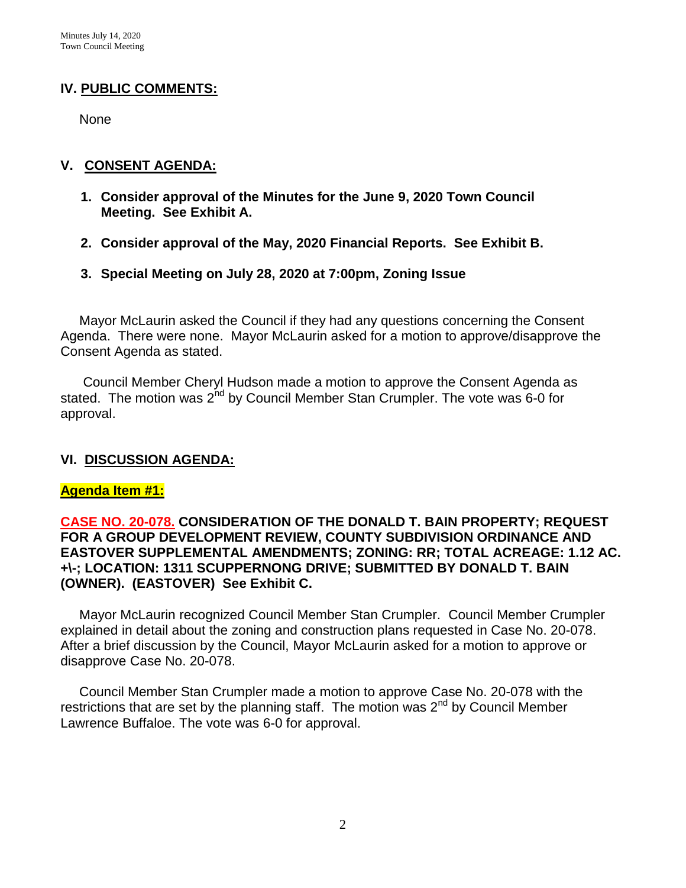## IV. PUBLIC COMMENTS:

None

## V. CONSENT AGENDA:

1. **Consider approval of the Minutes for the June 9, 2020 Town Council Meeting. See Exhibit A.**
2. **Consider approval of the May, 2020 Financial Reports. See Exhibit B.**
3. **Special Meeting on July 28, 2020 at 7:00pm, Zoning Issue**

Mayor McLaurin asked the Council if they had any questions concerning the Consent Agenda. There were none. Mayor McLaurin asked for a motion to approve/disapprove the Consent Agenda as stated.

Council Member Cheryl Hudson made a motion to approve the Consent Agenda as stated. The motion was 2nd by Council Member Stan Crumpler. The vote was 6-0 for approval.

## VI. DISCUSSION AGENDA:

**Agenda Item #1:**

**CASE NO. 20-078. CONSIDERATION OF THE DONALD T. BAIN PROPERTY; REQUEST FOR A GROUP DEVELOPMENT REVIEW, COUNTY SUBDIVISION ORDINANCE AND EASTOVER SUPPLEMENTAL AMENDMENTS; ZONING: RR; TOTAL ACREAGE: 1.12 AC. +\-; LOCATION: 1311 SCUPPERNONG DRIVE; SUBMITTED BY DONALD T. BAIN (OWNER). (EASTOVER) See Exhibit C.**

Mayor McLaurin recognized Council Member Stan Crumpler. Council Member Crumpler explained in detail about the zoning and construction plans requested in Case No. 20-078. After a brief discussion by the Council, Mayor McLaurin asked for a motion to approve or disapprove Case No. 20-078.

Council Member Stan Crumpler made a motion to approve Case No. 20-078 with the restrictions that are set by the planning staff. The motion was 2nd by Council Member Lawrence Buffaloe. The vote was 6-0 for approval.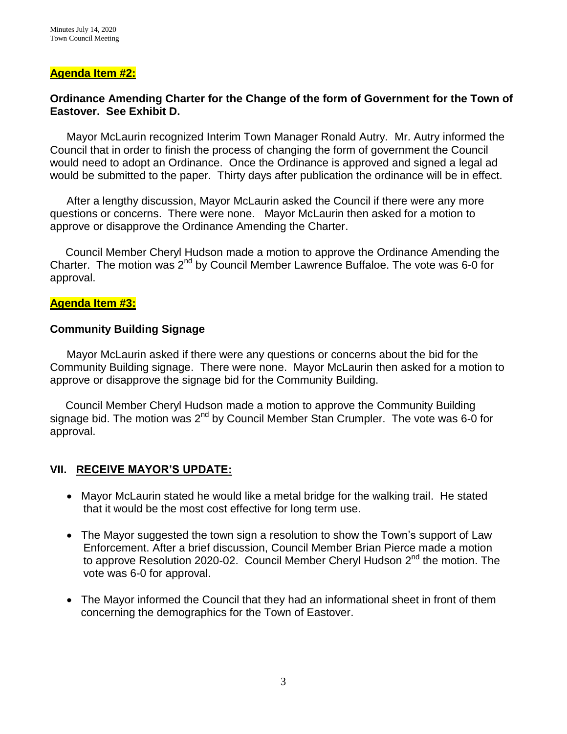**Agenda Item #2:**

**Ordinance Amending Charter for the Change of the form of Government for the Town of Eastover. See Exhibit D.**

Mayor McLaurin recognized Interim Town Manager Ronald Autry. Mr. Autry informed the Council that in order to finish the process of changing the form of government the Council would need to adopt an Ordinance. Once the Ordinance is approved and signed a legal ad would be submitted to the paper. Thirty days after publication the ordinance will be in effect.

After a lengthy discussion, Mayor McLaurin asked the Council if there were any more questions or concerns. There were none. Mayor McLaurin then asked for a motion to approve or disapprove the Ordinance Amending the Charter.

Council Member Cheryl Hudson made a motion to approve the Ordinance Amending the Charter. The motion was 2nd by Council Member Lawrence Buffaloe. The vote was 6-0 for approval.

**Agenda Item #3:**

**Community Building Signage**

Mayor McLaurin asked if there were any questions or concerns about the bid for the Community Building signage. There were none. Mayor McLaurin then asked for a motion to approve or disapprove the signage bid for the Community Building.

Council Member Cheryl Hudson made a motion to approve the Community Building signage bid. The motion was 2nd by Council Member Stan Crumpler. The vote was 6-0 for approval.

## VII. RECEIVE MAYOR'S UPDATE:

- Mayor McLaurin stated he would like a metal bridge for the walking trail. He stated that it would be the most cost effective for long term use.
- The Mayor suggested the town sign a resolution to show the Town's support of Law Enforcement. After a brief discussion, Council Member Brian Pierce made a motion to approve Resolution 2020-02. Council Member Cheryl Hudson 2nd the motion. The vote was 6-0 for approval.
- The Mayor informed the Council that they had an informational sheet in front of them concerning the demographics for the Town of Eastover.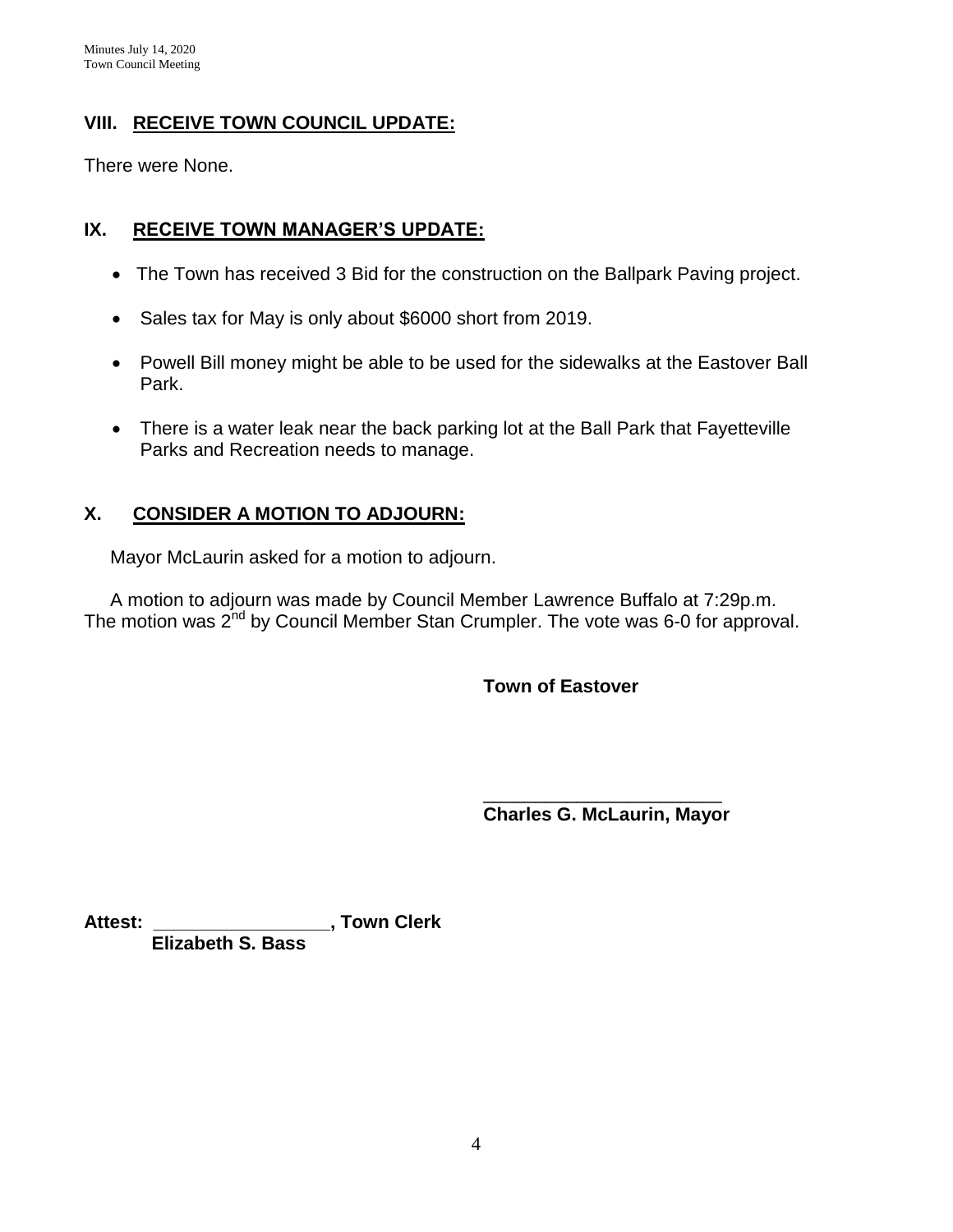## VIII. RECEIVE TOWN COUNCIL UPDATE:

There were None.

## IX. RECEIVE TOWN MANAGER'S UPDATE:

- The Town has received 3 Bid for the construction on the Ballpark Paving project.
- Sales tax for May is only about $6000 short from 2019.
- Powell Bill money might be able to be used for the sidewalks at the Eastover Ball Park.
- There is a water leak near the back parking lot at the Ball Park that Fayetteville Parks and Recreation needs to manage.

## X. CONSIDER A MOTION TO ADJOURN:

Mayor McLaurin asked for a motion to adjourn.

A motion to adjourn was made by Council Member Lawrence Buffalo at 7:29p.m. The motion was 2nd by Council Member Stan Crumpler. The vote was 6-0 for approval.

**Town of Eastover**

______________________
**Charles G. McLaurin, Mayor**

**Attest: ________________, Town Clerk**
**Elizabeth S. Bass**